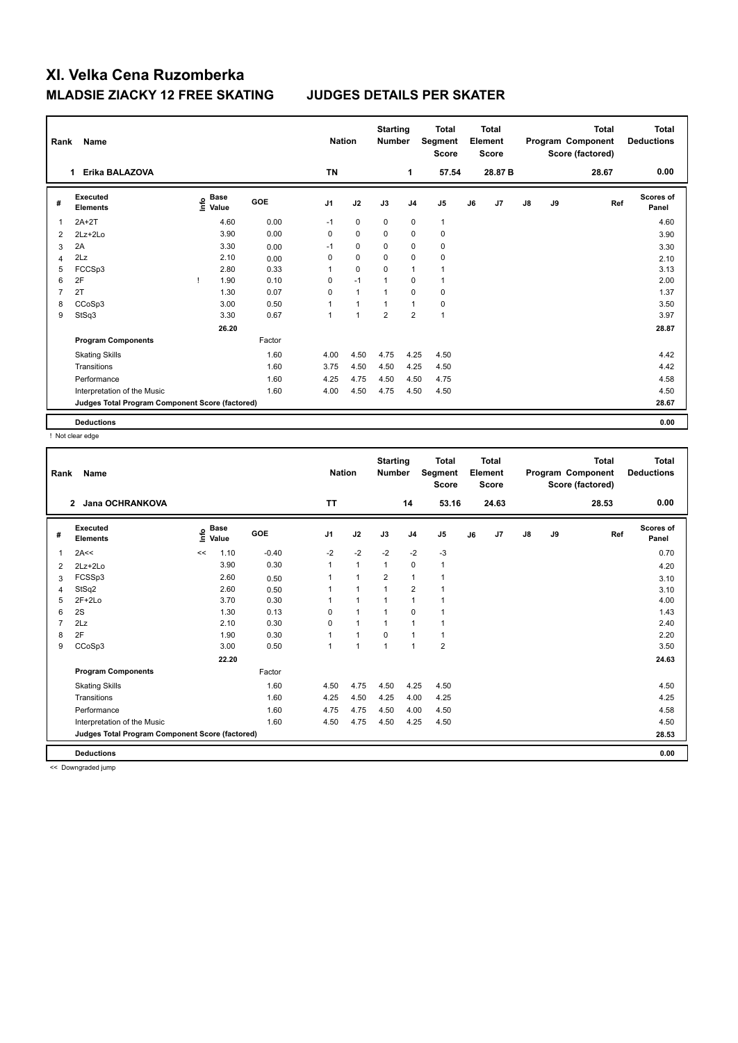# XI. Velka Cena Ruzomberka

## MLADSIE ZIACKY 12 FREE SKATING JUDGES DETAILS PER SKATER

| Rank | Name | Nation | Starting Number | Total Segment Score | Total Element Score | Total Program Component Score (factored) | Total Deductions |
|---|---|---|---|---|---|---|---|
| 1 | Erika BALAZOVA | TN | 1 | 57.54 | 28.87 B | 28.67 | 0.00 |

| # | Executed Elements | Info | Base Value | GOE | J1 | J2 | J3 | J4 | J5 | J6 | J7 | J8 | J9 | Ref | Scores of Panel |
|---|---|---|---|---|---|---|---|---|---|---|---|---|---|---|---|
| 1 | 2A+2T | | 4.60 | 0.00 | -1 | 0 | 0 | 0 | 1 | | | | | | 4.60 |
| 2 | 2Lz+2Lo | | 3.90 | 0.00 | 0 | 0 | 0 | 0 | 0 | | | | | | 3.90 |
| 3 | 2A | | 3.30 | 0.00 | -1 | 0 | 0 | 0 | 0 | | | | | | 3.30 |
| 4 | 2Lz | | 2.10 | 0.00 | 0 | 0 | 0 | 0 | 0 | | | | | | 2.10 |
| 5 | FCCSp3 | | 2.80 | 0.33 | 1 | 0 | 0 | 1 | 1 | | | | | | 3.13 |
| 6 | 2F | ! | 1.90 | 0.10 | 0 | -1 | 1 | 0 | 1 | | | | | | 2.00 |
| 7 | 2T | | 1.30 | 0.07 | 0 | 1 | 1 | 0 | 0 | | | | | | 1.37 |
| 8 | CCoSp3 | | 3.00 | 0.50 | 1 | 1 | 1 | 1 | 0 | | | | | | 3.50 |
| 9 | StSq3 | | 3.30 | 0.67 | 1 | 1 | 2 | 2 | 1 | | | | | | 3.97 |
| | | | 26.20 | | | | | | | | | | | | 28.87 |
| | **Program Components** | | | Factor | | | | | | | | | | | |
| | Skating Skills | | | 1.60 | 4.00 | 4.50 | 4.75 | 4.25 | 4.50 | | | | | | 4.42 |
| | Transitions | | | 1.60 | 3.75 | 4.50 | 4.50 | 4.25 | 4.50 | | | | | | 4.42 |
| | Performance | | | 1.60 | 4.25 | 4.75 | 4.50 | 4.50 | 4.75 | | | | | | 4.58 |
| | Interpretation of the Music | | | 1.60 | 4.00 | 4.50 | 4.75 | 4.50 | 4.50 | | | | | | 4.50 |
| | **Judges Total Program Component Score (factored)** | | | | | | | | | | | | | | 28.67 |
| | **Deductions** | | | | | | | | | | | | | | 0.00 |

! Not clear edge

| Rank | Name | Nation | Starting Number | Total Segment Score | Total Element Score | Total Program Component Score (factored) | Total Deductions |
|---|---|---|---|---|---|---|---|
| 2 | Jana OCHRANKOVA | TT | 14 | 53.16 | 24.63 | 28.53 | 0.00 |

| # | Executed Elements | Info | Base Value | GOE | J1 | J2 | J3 | J4 | J5 | J6 | J7 | J8 | J9 | Ref | Scores of Panel |
|---|---|---|---|---|---|---|---|---|---|---|---|---|---|---|---|
| 1 | 2A<< | << | 1.10 | -0.40 | -2 | -2 | -2 | -2 | -3 | | | | | | 0.70 |
| 2 | 2Lz+2Lo | | 3.90 | 0.30 | 1 | 1 | 1 | 0 | 1 | | | | | | 4.20 |
| 3 | FCSSp3 | | 2.60 | 0.50 | 1 | 1 | 2 | 1 | 1 | | | | | | 3.10 |
| 4 | StSq2 | | 2.60 | 0.50 | 1 | 1 | 1 | 2 | 1 | | | | | | 3.10 |
| 5 | 2F+2Lo | | 3.70 | 0.30 | 1 | 1 | 1 | 1 | 1 | | | | | | 4.00 |
| 6 | 2S | | 1.30 | 0.13 | 0 | 1 | 1 | 0 | 1 | | | | | | 1.43 |
| 7 | 2Lz | | 2.10 | 0.30 | 0 | 1 | 1 | 1 | 1 | | | | | | 2.40 |
| 8 | 2F | | 1.90 | 0.30 | 1 | 1 | 0 | 1 | 1 | | | | | | 2.20 |
| 9 | CCoSp3 | | 3.00 | 0.50 | 1 | 1 | 1 | 1 | 2 | | | | | | 3.50 |
| | | | 22.20 | | | | | | | | | | | | 24.63 |
| | **Program Components** | | | Factor | | | | | | | | | | | |
| | Skating Skills | | | 1.60 | 4.50 | 4.75 | 4.50 | 4.25 | 4.50 | | | | | | 4.50 |
| | Transitions | | | 1.60 | 4.25 | 4.50 | 4.25 | 4.00 | 4.25 | | | | | | 4.25 |
| | Performance | | | 1.60 | 4.75 | 4.75 | 4.50 | 4.00 | 4.50 | | | | | | 4.58 |
| | Interpretation of the Music | | | 1.60 | 4.50 | 4.75 | 4.50 | 4.25 | 4.50 | | | | | | 4.50 |
| | **Judges Total Program Component Score (factored)** | | | | | | | | | | | | | | 28.53 |
| | **Deductions** | | | | | | | | | | | | | | 0.00 |

<< Downgraded jump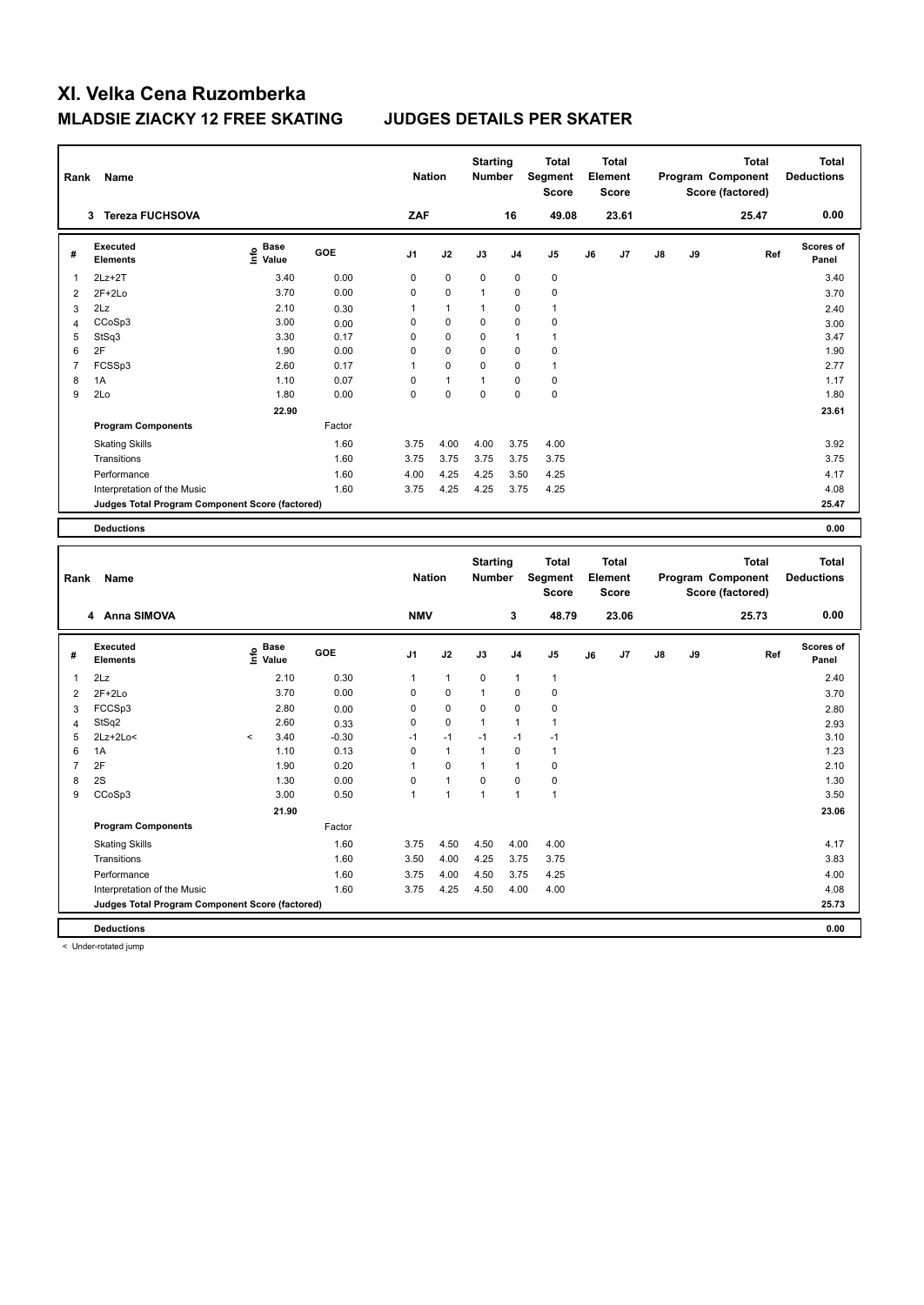# XI. Velka Cena Ruzomberka

## MLADSIE ZIACKY 12 FREE SKATING JUDGES DETAILS PER SKATER

| Rank | Name | Nation | Starting Number | Total Segment Score | Total Element Score | Total Program Component Score (factored) | Total Deductions |
|---|---|---|---|---|---|---|---|
| 3 | Tereza FUCHSOVA | ZAF | 16 | 49.08 | 23.61 | 25.47 | 0.00 |

| # | Executed Elements | Info | Base Value | GOE | J1 | J2 | J3 | J4 | J5 | J6 | J7 | J8 | J9 | Ref | Scores of Panel |
|---|---|---|---|---|---|---|---|---|---|---|---|---|---|---|---|
| 1 | 2Lz+2T | | 3.40 | 0.00 | 0 | 0 | 0 | 0 | 0 | | | | | | 3.40 |
| 2 | 2F+2Lo | | 3.70 | 0.00 | 0 | 0 | 1 | 0 | 0 | | | | | | 3.70 |
| 3 | 2Lz | | 2.10 | 0.30 | 1 | 1 | 1 | 0 | 1 | | | | | | 2.40 |
| 4 | CCoSp3 | | 3.00 | 0.00 | 0 | 0 | 0 | 0 | 0 | | | | | | 3.00 |
| 5 | StSq3 | | 3.30 | 0.17 | 0 | 0 | 0 | 1 | 1 | | | | | | 3.47 |
| 6 | 2F | | 1.90 | 0.00 | 0 | 0 | 0 | 0 | 0 | | | | | | 1.90 |
| 7 | FCSSp3 | | 2.60 | 0.17 | 1 | 0 | 0 | 0 | 1 | | | | | | 2.77 |
| 8 | 1A | | 1.10 | 0.07 | 0 | 1 | 1 | 0 | 0 | | | | | | 1.17 |
| 9 | 2Lo | | 1.80 | 0.00 | 0 | 0 | 0 | 0 | 0 | | | | | | 1.80 |
| | | | 22.90 | | | | | | | | | | | | 23.61 |
| | **Program Components** | | | Factor | | | | | | | | | | | |
| | Skating Skills | | | 1.60 | 3.75 | 4.00 | 4.00 | 3.75 | 4.00 | | | | | | 3.92 |
| | Transitions | | | 1.60 | 3.75 | 3.75 | 3.75 | 3.75 | 3.75 | | | | | | 3.75 |
| | Performance | | | 1.60 | 4.00 | 4.25 | 4.25 | 3.50 | 4.25 | | | | | | 4.17 |
| | Interpretation of the Music | | | 1.60 | 3.75 | 4.25 | 4.25 | 3.75 | 4.25 | | | | | | 4.08 |
| | **Judges Total Program Component Score (factored)** | | | | | | | | | | | | | | 25.47 |
| | **Deductions** | | | | | | | | | | | | | | 0.00 |

| Rank | Name | Nation | Starting Number | Total Segment Score | Total Element Score | Total Program Component Score (factored) | Total Deductions |
|---|---|---|---|---|---|---|---|
| 4 | Anna SIMOVA | NMV | 3 | 48.79 | 23.06 | 25.73 | 0.00 |

| # | Executed Elements | Info | Base Value | GOE | J1 | J2 | J3 | J4 | J5 | J6 | J7 | J8 | J9 | Ref | Scores of Panel |
|---|---|---|---|---|---|---|---|---|---|---|---|---|---|---|---|
| 1 | 2Lz | | 2.10 | 0.30 | 1 | 1 | 0 | 1 | 1 | | | | | | 2.40 |
| 2 | 2F+2Lo | | 3.70 | 0.00 | 0 | 0 | 1 | 0 | 0 | | | | | | 3.70 |
| 3 | FCCSp3 | | 2.80 | 0.00 | 0 | 0 | 0 | 0 | 0 | | | | | | 2.80 |
| 4 | StSq2 | | 2.60 | 0.33 | 0 | 0 | 1 | 1 | 1 | | | | | | 2.93 |
| 5 | 2Lz+2Lo< | < | 3.40 | -0.30 | -1 | -1 | -1 | -1 | -1 | | | | | | 3.10 |
| 6 | 1A | | 1.10 | 0.13 | 0 | 1 | 1 | 0 | 1 | | | | | | 1.23 |
| 7 | 2F | | 1.90 | 0.20 | 1 | 0 | 1 | 1 | 0 | | | | | | 2.10 |
| 8 | 2S | | 1.30 | 0.00 | 0 | 1 | 0 | 0 | 0 | | | | | | 1.30 |
| 9 | CCoSp3 | | 3.00 | 0.50 | 1 | 1 | 1 | 1 | 1 | | | | | | 3.50 |
| | | | 21.90 | | | | | | | | | | | | 23.06 |
| | **Program Components** | | | Factor | | | | | | | | | | | |
| | Skating Skills | | | 1.60 | 3.75 | 4.50 | 4.50 | 4.00 | 4.00 | | | | | | 4.17 |
| | Transitions | | | 1.60 | 3.50 | 4.00 | 4.25 | 3.75 | 3.75 | | | | | | 3.83 |
| | Performance | | | 1.60 | 3.75 | 4.00 | 4.50 | 3.75 | 4.25 | | | | | | 4.00 |
| | Interpretation of the Music | | | 1.60 | 3.75 | 4.25 | 4.50 | 4.00 | 4.00 | | | | | | 4.08 |
| | **Judges Total Program Component Score (factored)** | | | | | | | | | | | | | | 25.73 |
| | **Deductions** | | | | | | | | | | | | | | 0.00 |

< Under-rotated jump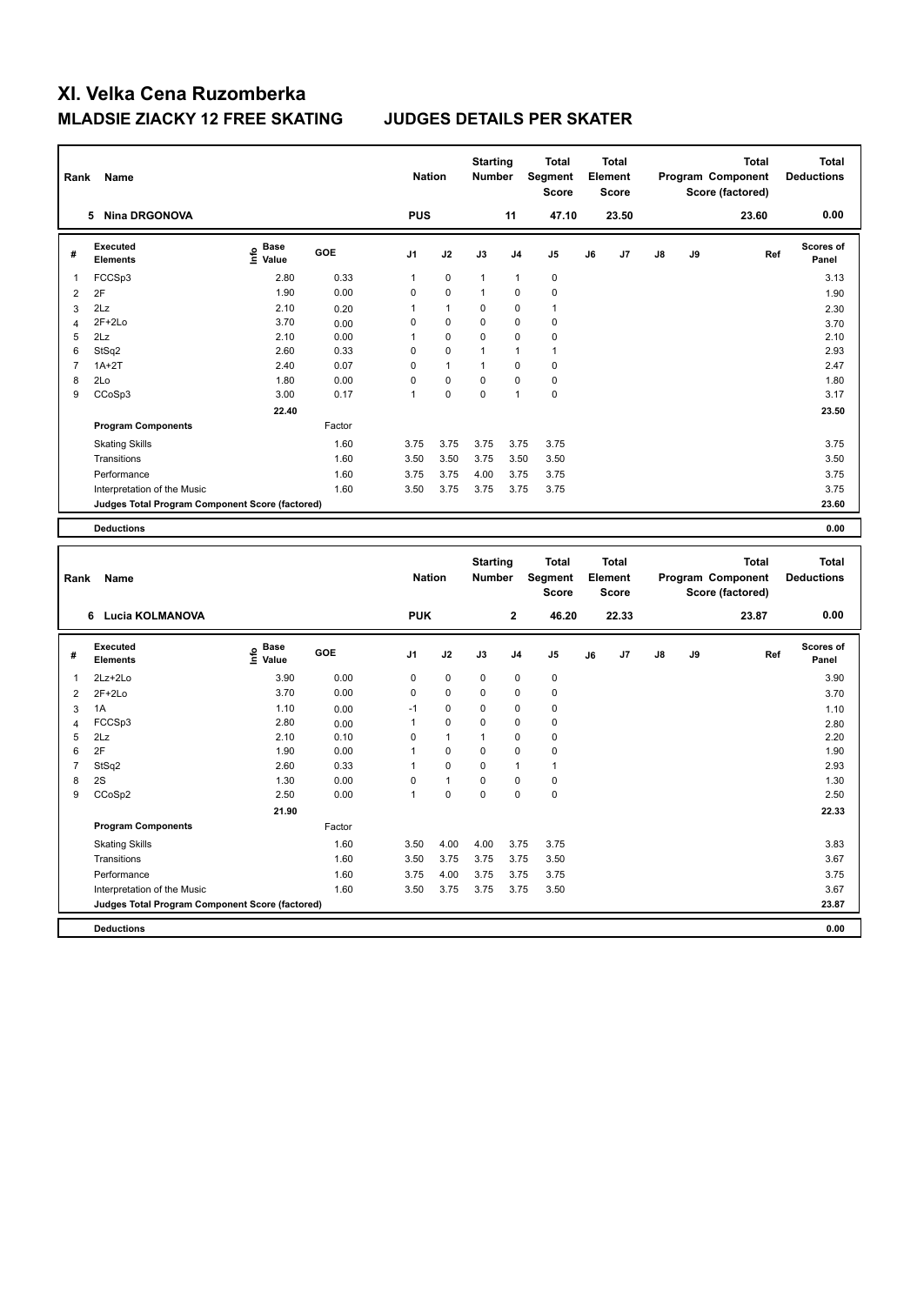# XI. Velka Cena Ruzomberka

## MLADSIE ZIACKY 12 FREE SKATING JUDGES DETAILS PER SKATER

| Rank | Name | Nation | Starting Number | Total Segment Score | Total Element Score | Total Program Component Score (factored) | Total Deductions |
|---|---|---|---|---|---|---|---|
| 5 | Nina DRGONOVA | PUS | 11 | 47.10 | 23.50 | 23.60 | 0.00 |

| # | Executed Elements | Info | Base Value | GOE | J1 | J2 | J3 | J4 | J5 | J6 | J7 | J8 | J9 | Ref | Scores of Panel |
|---|---|---|---|---|---|---|---|---|---|---|---|---|---|---|---|
| 1 | FCCSp3 | | 2.80 | 0.33 | 1 | 0 | 1 | 1 | 0 | | | | | | 3.13 |
| 2 | 2F | | 1.90 | 0.00 | 0 | 0 | 1 | 0 | 0 | | | | | | 1.90 |
| 3 | 2Lz | | 2.10 | 0.20 | 1 | 1 | 0 | 0 | 1 | | | | | | 2.30 |
| 4 | 2F+2Lo | | 3.70 | 0.00 | 0 | 0 | 0 | 0 | 0 | | | | | | 3.70 |
| 5 | 2Lz | | 2.10 | 0.00 | 1 | 0 | 0 | 0 | 0 | | | | | | 2.10 |
| 6 | StSq2 | | 2.60 | 0.33 | 0 | 0 | 1 | 1 | 1 | | | | | | 2.93 |
| 7 | 1A+2T | | 2.40 | 0.07 | 0 | 1 | 1 | 0 | 0 | | | | | | 2.47 |
| 8 | 2Lo | | 1.80 | 0.00 | 0 | 0 | 0 | 0 | 0 | | | | | | 1.80 |
| 9 | CCoSp3 | | 3.00 | 0.17 | 1 | 0 | 0 | 1 | 0 | | | | | | 3.17 |
| | | | 22.40 | | | | | | | | | | | | 23.50 |
| | **Program Components** | | | Factor | | | | | | | | | | | |
| | Skating Skills | | | 1.60 | 3.75 | 3.75 | 3.75 | 3.75 | 3.75 | | | | | | 3.75 |
| | Transitions | | | 1.60 | 3.50 | 3.50 | 3.75 | 3.50 | 3.50 | | | | | | 3.50 |
| | Performance | | | 1.60 | 3.75 | 3.75 | 4.00 | 3.75 | 3.75 | | | | | | 3.75 |
| | Interpretation of the Music | | | 1.60 | 3.50 | 3.75 | 3.75 | 3.75 | 3.75 | | | | | | 3.75 |
| | **Judges Total Program Component Score (factored)** | | | | | | | | | | | | | | 23.60 |
| | **Deductions** | | | | | | | | | | | | | | 0.00 |

| Rank | Name | Nation | Starting Number | Total Segment Score | Total Element Score | Total Program Component Score (factored) | Total Deductions |
|---|---|---|---|---|---|---|---|
| 6 | Lucia KOLMANOVA | PUK | 2 | 46.20 | 22.33 | 23.87 | 0.00 |

| # | Executed Elements | Info | Base Value | GOE | J1 | J2 | J3 | J4 | J5 | J6 | J7 | J8 | J9 | Ref | Scores of Panel |
|---|---|---|---|---|---|---|---|---|---|---|---|---|---|---|---|
| 1 | 2Lz+2Lo | | 3.90 | 0.00 | 0 | 0 | 0 | 0 | 0 | | | | | | 3.90 |
| 2 | 2F+2Lo | | 3.70 | 0.00 | 0 | 0 | 0 | 0 | 0 | | | | | | 3.70 |
| 3 | 1A | | 1.10 | 0.00 | -1 | 0 | 0 | 0 | 0 | | | | | | 1.10 |
| 4 | FCCSp3 | | 2.80 | 0.00 | 1 | 0 | 0 | 0 | 0 | | | | | | 2.80 |
| 5 | 2Lz | | 2.10 | 0.10 | 0 | 1 | 1 | 0 | 0 | | | | | | 2.20 |
| 6 | 2F | | 1.90 | 0.00 | 1 | 0 | 0 | 0 | 0 | | | | | | 1.90 |
| 7 | StSq2 | | 2.60 | 0.33 | 1 | 0 | 0 | 1 | 1 | | | | | | 2.93 |
| 8 | 2S | | 1.30 | 0.00 | 0 | 1 | 0 | 0 | 0 | | | | | | 1.30 |
| 9 | CCoSp2 | | 2.50 | 0.00 | 1 | 0 | 0 | 0 | 0 | | | | | | 2.50 |
| | | | 21.90 | | | | | | | | | | | | 22.33 |
| | **Program Components** | | | Factor | | | | | | | | | | | |
| | Skating Skills | | | 1.60 | 3.50 | 4.00 | 4.00 | 3.75 | 3.75 | | | | | | 3.83 |
| | Transitions | | | 1.60 | 3.50 | 3.75 | 3.75 | 3.75 | 3.50 | | | | | | 3.67 |
| | Performance | | | 1.60 | 3.75 | 4.00 | 3.75 | 3.75 | 3.75 | | | | | | 3.75 |
| | Interpretation of the Music | | | 1.60 | 3.50 | 3.75 | 3.75 | 3.75 | 3.50 | | | | | | 3.67 |
| | **Judges Total Program Component Score (factored)** | | | | | | | | | | | | | | 23.87 |
| | **Deductions** | | | | | | | | | | | | | | 0.00 |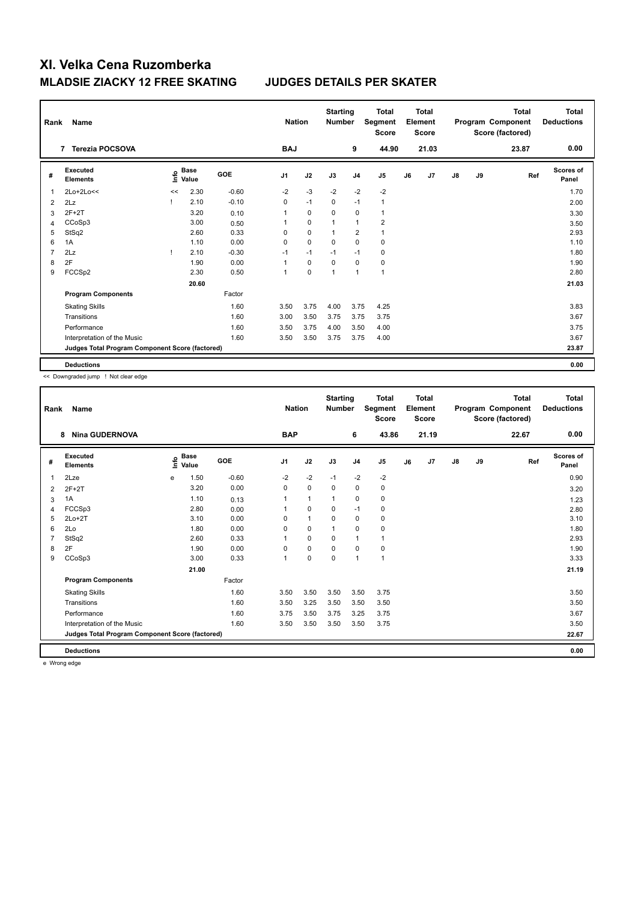# XI. Velka Cena Ruzomberka

## MLADSIE ZIACKY 12 FREE SKATING JUDGES DETAILS PER SKATER

| Rank | Name | Nation | Starting Number | Total Segment Score | Total Element Score | Total Program Component Score (factored) | Total Deductions |
|---|---|---|---|---|---|---|---|
| 7 | Terezia POCSOVA | BAJ | 9 | 44.90 | 21.03 | 23.87 | 0.00 |

| # | Executed Elements | Info | Base Value | GOE | J1 | J2 | J3 | J4 | J5 | J6 | J7 | J8 | J9 | Ref | Scores of Panel |
|---|---|---|---|---|---|---|---|---|---|---|---|---|---|---|---|
| 1 | 2Lo+2Lo<< | << | 2.30 | -0.60 | -2 | -3 | -2 | -2 | -2 | | | | | | 1.70 |
| 2 | 2Lz | ! | 2.10 | -0.10 | 0 | -1 | 0 | -1 | 1 | | | | | | 2.00 |
| 3 | 2F+2T | | 3.20 | 0.10 | 1 | 0 | 0 | 0 | 1 | | | | | | 3.30 |
| 4 | CCoSp3 | | 3.00 | 0.50 | 1 | 0 | 1 | 1 | 2 | | | | | | 3.50 |
| 5 | StSq2 | | 2.60 | 0.33 | 0 | 0 | 1 | 2 | 1 | | | | | | 2.93 |
| 6 | 1A | | 1.10 | 0.00 | 0 | 0 | 0 | 0 | 0 | | | | | | 1.10 |
| 7 | 2Lz | ! | 2.10 | -0.30 | -1 | -1 | -1 | -1 | 0 | | | | | | 1.80 |
| 8 | 2F | | 1.90 | 0.00 | 1 | 0 | 0 | 0 | 0 | | | | | | 1.90 |
| 9 | FCCSp2 | | 2.30 | 0.50 | 1 | 0 | 1 | 1 | 1 | | | | | | 2.80 |
| | | | 20.60 | | | | | | | | | | | | 21.03 |
| | **Program Components** | | | Factor | | | | | | | | | | | |
| | Skating Skills | | | 1.60 | 3.50 | 3.75 | 4.00 | 3.75 | 4.25 | | | | | | 3.83 |
| | Transitions | | | 1.60 | 3.00 | 3.50 | 3.75 | 3.75 | 3.75 | | | | | | 3.67 |
| | Performance | | | 1.60 | 3.50 | 3.75 | 4.00 | 3.50 | 4.00 | | | | | | 3.75 |
| | Interpretation of the Music | | | 1.60 | 3.50 | 3.50 | 3.75 | 3.75 | 4.00 | | | | | | 3.67 |
| | **Judges Total Program Component Score (factored)** | | | | | | | | | | | | | | 23.87 |
| | **Deductions** | | | | | | | | | | | | | | 0.00 |

<< Downgraded jump ! Not clear edge

| Rank | Name | Nation | Starting Number | Total Segment Score | Total Element Score | Total Program Component Score (factored) | Total Deductions |
|---|---|---|---|---|---|---|---|
| 8 | Nina GUDERNOVA | BAP | 6 | 43.86 | 21.19 | 22.67 | 0.00 |

| # | Executed Elements | Info | Base Value | GOE | J1 | J2 | J3 | J4 | J5 | J6 | J7 | J8 | J9 | Ref | Scores of Panel |
|---|---|---|---|---|---|---|---|---|---|---|---|---|---|---|---|
| 1 | 2Lze | e | 1.50 | -0.60 | -2 | -2 | -1 | -2 | -2 | | | | | | 0.90 |
| 2 | 2F+2T | | 3.20 | 0.00 | 0 | 0 | 0 | 0 | 0 | | | | | | 3.20 |
| 3 | 1A | | 1.10 | 0.13 | 1 | 1 | 1 | 0 | 0 | | | | | | 1.23 |
| 4 | FCCSp3 | | 2.80 | 0.00 | 1 | 0 | 0 | -1 | 0 | | | | | | 2.80 |
| 5 | 2Lo+2T | | 3.10 | 0.00 | 0 | 1 | 0 | 0 | 0 | | | | | | 3.10 |
| 6 | 2Lo | | 1.80 | 0.00 | 0 | 0 | 1 | 0 | 0 | | | | | | 1.80 |
| 7 | StSq2 | | 2.60 | 0.33 | 1 | 0 | 0 | 1 | 1 | | | | | | 2.93 |
| 8 | 2F | | 1.90 | 0.00 | 0 | 0 | 0 | 0 | 0 | | | | | | 1.90 |
| 9 | CCoSp3 | | 3.00 | 0.33 | 1 | 0 | 0 | 1 | 1 | | | | | | 3.33 |
| | | | 21.00 | | | | | | | | | | | | 21.19 |
| | **Program Components** | | | Factor | | | | | | | | | | | |
| | Skating Skills | | | 1.60 | 3.50 | 3.50 | 3.50 | 3.50 | 3.75 | | | | | | 3.50 |
| | Transitions | | | 1.60 | 3.50 | 3.25 | 3.50 | 3.50 | 3.50 | | | | | | 3.50 |
| | Performance | | | 1.60 | 3.75 | 3.50 | 3.75 | 3.25 | 3.75 | | | | | | 3.67 |
| | Interpretation of the Music | | | 1.60 | 3.50 | 3.50 | 3.50 | 3.50 | 3.75 | | | | | | 3.50 |
| | **Judges Total Program Component Score (factored)** | | | | | | | | | | | | | | 22.67 |
| | **Deductions** | | | | | | | | | | | | | | 0.00 |

e Wrong edge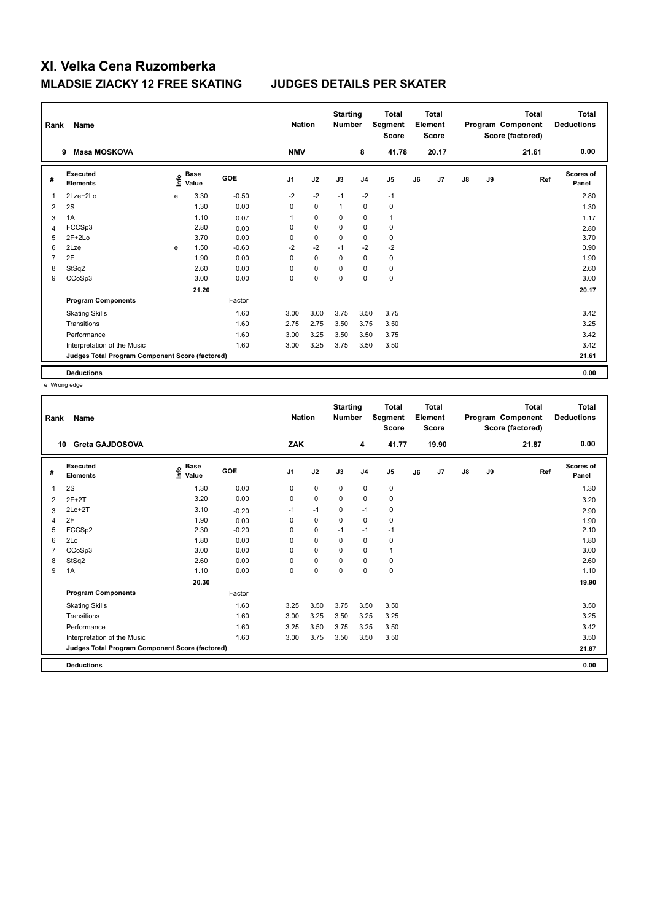# XI. Velka Cena Ruzomberka

## MLADSIE ZIACKY 12 FREE SKATING JUDGES DETAILS PER SKATER

| Rank | Name | Nation | Starting Number | Total Segment Score | Total Element Score | Total Program Component Score (factored) | Total Deductions |
|---|---|---|---|---|---|---|---|
| 9 | Masa MOSKOVA | NMV | 8 | 41.78 | 20.17 | 21.61 | 0.00 |

| # | Executed Elements | Info | Base Value | GOE | J1 | J2 | J3 | J4 | J5 | J6 | J7 | J8 | J9 | Ref | Scores of Panel |
|---|---|---|---|---|---|---|---|---|---|---|---|---|---|---|---|
| 1 | 2Lze+2Lo | e | 3.30 | -0.50 | -2 | -2 | -1 | -2 | -1 | | | | | | 2.80 |
| 2 | 2S | | 1.30 | 0.00 | 0 | 0 | 1 | 0 | 0 | | | | | | 1.30 |
| 3 | 1A | | 1.10 | 0.07 | 1 | 0 | 0 | 0 | 1 | | | | | | 1.17 |
| 4 | FCCSp3 | | 2.80 | 0.00 | 0 | 0 | 0 | 0 | 0 | | | | | | 2.80 |
| 5 | 2F+2Lo | | 3.70 | 0.00 | 0 | 0 | 0 | 0 | 0 | | | | | | 3.70 |
| 6 | 2Lze | e | 1.50 | -0.60 | -2 | -2 | -1 | -2 | -2 | | | | | | 0.90 |
| 7 | 2F | | 1.90 | 0.00 | 0 | 0 | 0 | 0 | 0 | | | | | | 1.90 |
| 8 | StSq2 | | 2.60 | 0.00 | 0 | 0 | 0 | 0 | 0 | | | | | | 2.60 |
| 9 | CCoSp3 | | 3.00 | 0.00 | 0 | 0 | 0 | 0 | 0 | | | | | | 3.00 |
| | | | 21.20 | | | | | | | | | | | | 20.17 |
| | **Program Components** | | | Factor | | | | | | | | | | | |
| | Skating Skills | | | 1.60 | 3.00 | 3.00 | 3.75 | 3.50 | 3.75 | | | | | | 3.42 |
| | Transitions | | | 1.60 | 2.75 | 2.75 | 3.50 | 3.75 | 3.50 | | | | | | 3.25 |
| | Performance | | | 1.60 | 3.00 | 3.25 | 3.50 | 3.50 | 3.75 | | | | | | 3.42 |
| | Interpretation of the Music | | | 1.60 | 3.00 | 3.25 | 3.75 | 3.50 | 3.50 | | | | | | 3.42 |
| | **Judges Total Program Component Score (factored)** | | | | | | | | | | | | | | 21.61 |
| | **Deductions** | | | | | | | | | | | | | | 0.00 |

e Wrong edge

| Rank | Name | Nation | Starting Number | Total Segment Score | Total Element Score | Total Program Component Score (factored) | Total Deductions |
|---|---|---|---|---|---|---|---|
| 10 | Greta GAJDOSOVA | ZAK | 4 | 41.77 | 19.90 | 21.87 | 0.00 |

| # | Executed Elements | Info | Base Value | GOE | J1 | J2 | J3 | J4 | J5 | J6 | J7 | J8 | J9 | Ref | Scores of Panel |
|---|---|---|---|---|---|---|---|---|---|---|---|---|---|---|---|
| 1 | 2S | | 1.30 | 0.00 | 0 | 0 | 0 | 0 | 0 | | | | | | 1.30 |
| 2 | 2F+2T | | 3.20 | 0.00 | 0 | 0 | 0 | 0 | 0 | | | | | | 3.20 |
| 3 | 2Lo+2T | | 3.10 | -0.20 | -1 | -1 | 0 | -1 | 0 | | | | | | 2.90 |
| 4 | 2F | | 1.90 | 0.00 | 0 | 0 | 0 | 0 | 0 | | | | | | 1.90 |
| 5 | FCCSp2 | | 2.30 | -0.20 | 0 | 0 | -1 | -1 | -1 | | | | | | 2.10 |
| 6 | 2Lo | | 1.80 | 0.00 | 0 | 0 | 0 | 0 | 0 | | | | | | 1.80 |
| 7 | CCoSp3 | | 3.00 | 0.00 | 0 | 0 | 0 | 0 | 1 | | | | | | 3.00 |
| 8 | StSq2 | | 2.60 | 0.00 | 0 | 0 | 0 | 0 | 0 | | | | | | 2.60 |
| 9 | 1A | | 1.10 | 0.00 | 0 | 0 | 0 | 0 | 0 | | | | | | 1.10 |
| | | | 20.30 | | | | | | | | | | | | 19.90 |
| | **Program Components** | | | Factor | | | | | | | | | | | |
| | Skating Skills | | | 1.60 | 3.25 | 3.50 | 3.75 | 3.50 | 3.50 | | | | | | 3.50 |
| | Transitions | | | 1.60 | 3.00 | 3.25 | 3.50 | 3.25 | 3.25 | | | | | | 3.25 |
| | Performance | | | 1.60 | 3.25 | 3.50 | 3.75 | 3.25 | 3.50 | | | | | | 3.42 |
| | Interpretation of the Music | | | 1.60 | 3.00 | 3.75 | 3.50 | 3.50 | 3.50 | | | | | | 3.50 |
| | **Judges Total Program Component Score (factored)** | | | | | | | | | | | | | | 21.87 |
| | **Deductions** | | | | | | | | | | | | | | 0.00 |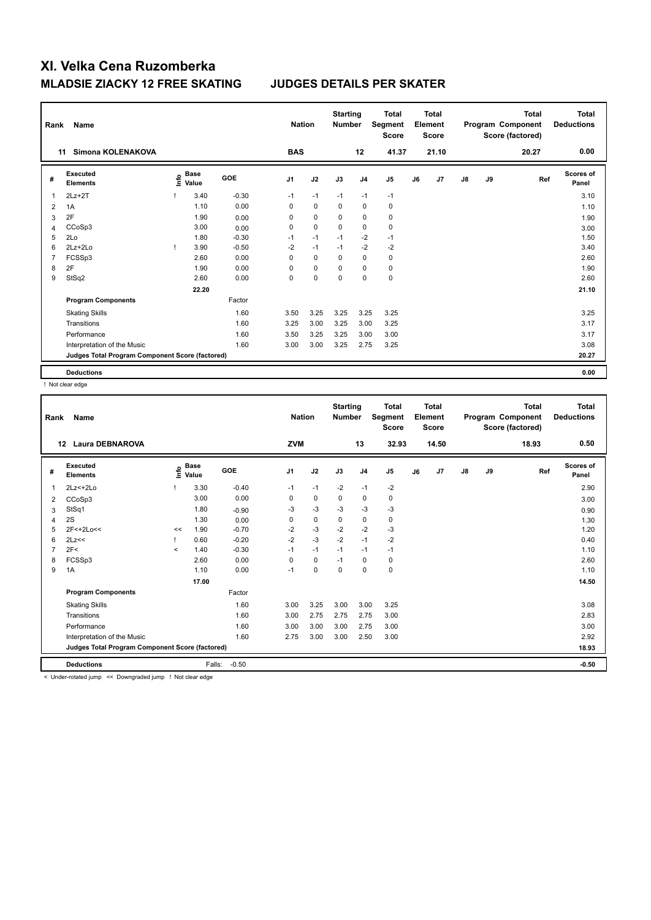# XI. Velka Cena Ruzomberka

## MLADSIE ZIACKY 12 FREE SKATING — JUDGES DETAILS PER SKATER

| Rank | Name | Nation | Starting Number | Total Segment Score | Total Element Score | Total Program Component Score (factored) | Total Deductions |
|---|---|---|---|---|---|---|---|
| 11 | Simona KOLENAKOVA | BAS | 12 | 41.37 | 21.10 | 20.27 | 0.00 |

| # | Executed Elements | Info | Base Value | GOE | J1 | J2 | J3 | J4 | J5 | J6 | J7 | J8 | J9 | Ref | Scores of Panel |
|---|---|---|---|---|---|---|---|---|---|---|---|---|---|---|---|
| 1 | 2Lz+2T | ! | 3.40 | -0.30 | -1 | -1 | -1 | -1 | -1 | | | | | | 3.10 |
| 2 | 1A | | 1.10 | 0.00 | 0 | 0 | 0 | 0 | 0 | | | | | | 1.10 |
| 3 | 2F | | 1.90 | 0.00 | 0 | 0 | 0 | 0 | 0 | | | | | | 1.90 |
| 4 | CCoSp3 | | 3.00 | 0.00 | 0 | 0 | 0 | 0 | 0 | | | | | | 3.00 |
| 5 | 2Lo | | 1.80 | -0.30 | -1 | -1 | -1 | -2 | -1 | | | | | | 1.50 |
| 6 | 2Lz+2Lo | ! | 3.90 | -0.50 | -2 | -1 | -1 | -2 | -2 | | | | | | 3.40 |
| 7 | FCSSp3 | | 2.60 | 0.00 | 0 | 0 | 0 | 0 | 0 | | | | | | 2.60 |
| 8 | 2F | | 1.90 | 0.00 | 0 | 0 | 0 | 0 | 0 | | | | | | 1.90 |
| 9 | StSq2 | | 2.60 | 0.00 | 0 | 0 | 0 | 0 | 0 | | | | | | 2.60 |
| | | | 22.20 | | | | | | | | | | | | 21.10 |
| | **Program Components** | | | Factor | | | | | | | | | | | |
| | Skating Skills | | | 1.60 | 3.50 | 3.25 | 3.25 | 3.25 | 3.25 | | | | | | 3.25 |
| | Transitions | | | 1.60 | 3.25 | 3.00 | 3.25 | 3.00 | 3.25 | | | | | | 3.17 |
| | Performance | | | 1.60 | 3.50 | 3.25 | 3.25 | 3.00 | 3.00 | | | | | | 3.17 |
| | Interpretation of the Music | | | 1.60 | 3.00 | 3.00 | 3.25 | 2.75 | 3.25 | | | | | | 3.08 |
| | **Judges Total Program Component Score (factored)** | | | | | | | | | | | | | | 20.27 |
| | **Deductions** | | | | | | | | | | | | | | 0.00 |

! Not clear edge

| Rank | Name | Nation | Starting Number | Total Segment Score | Total Element Score | Total Program Component Score (factored) | Total Deductions |
|---|---|---|---|---|---|---|---|
| 12 | Laura DEBNAROVA | ZVM | 13 | 32.93 | 14.50 | 18.93 | 0.50 |

| # | Executed Elements | Info | Base Value | GOE | J1 | J2 | J3 | J4 | J5 | J6 | J7 | J8 | J9 | Ref | Scores of Panel |
|---|---|---|---|---|---|---|---|---|---|---|---|---|---|---|---|
| 1 | 2Lz<+2Lo | ! | 3.30 | -0.40 | -1 | -1 | -2 | -1 | -2 | | | | | | 2.90 |
| 2 | CCoSp3 | | 3.00 | 0.00 | 0 | 0 | 0 | 0 | 0 | | | | | | 3.00 |
| 3 | StSq1 | | 1.80 | -0.90 | -3 | -3 | -3 | -3 | -3 | | | | | | 0.90 |
| 4 | 2S | | 1.30 | 0.00 | 0 | 0 | 0 | 0 | 0 | | | | | | 1.30 |
| 5 | 2F<+2Lo<< | << | 1.90 | -0.70 | -2 | -3 | -2 | -2 | -3 | | | | | | 1.20 |
| 6 | 2Lz<< | ! | 0.60 | -0.20 | -2 | -3 | -2 | -1 | -2 | | | | | | 0.40 |
| 7 | 2F< | < | 1.40 | -0.30 | -1 | -1 | -1 | -1 | -1 | | | | | | 1.10 |
| 8 | FCSSp3 | | 2.60 | 0.00 | 0 | 0 | -1 | 0 | 0 | | | | | | 2.60 |
| 9 | 1A | | 1.10 | 0.00 | -1 | 0 | 0 | 0 | 0 | | | | | | 1.10 |
| | | | 17.00 | | | | | | | | | | | | 14.50 |
| | **Program Components** | | | Factor | | | | | | | | | | | |
| | Skating Skills | | | 1.60 | 3.00 | 3.25 | 3.00 | 3.00 | 3.25 | | | | | | 3.08 |
| | Transitions | | | 1.60 | 3.00 | 2.75 | 2.75 | 2.75 | 3.00 | | | | | | 2.83 |
| | Performance | | | 1.60 | 3.00 | 3.00 | 3.00 | 2.75 | 3.00 | | | | | | 3.00 |
| | Interpretation of the Music | | | 1.60 | 2.75 | 3.00 | 3.00 | 2.50 | 3.00 | | | | | | 2.92 |
| | **Judges Total Program Component Score (factored)** | | | | | | | | | | | | | | 18.93 |
| | **Deductions** | | Falls: | -0.50 | | | | | | | | | | | -0.50 |

< Under-rotated jump << Downgraded jump ! Not clear edge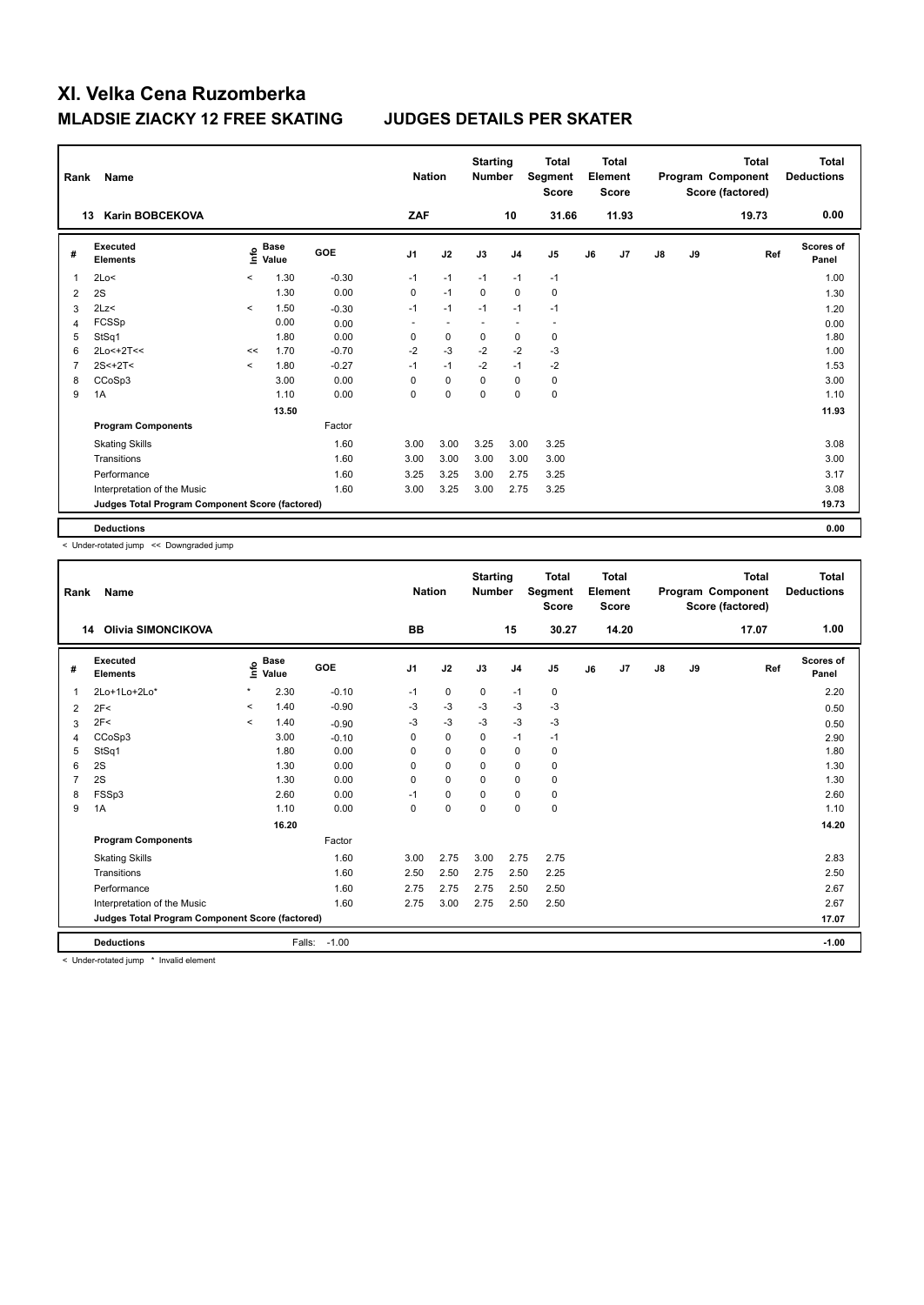# XI. Velka Cena Ruzomberka

## MLADSIE ZIACKY 12 FREE SKATING — JUDGES DETAILS PER SKATER

| Rank | Name | Nation | Starting Number | Total Segment Score | Total Element Score | Total Program Component Score (factored) | Total Deductions |
|---|---|---|---|---|---|---|---|
| 13 | Karin BOBCEKOVA | ZAF | 10 | 31.66 | 11.93 | 19.73 | 0.00 |

| # | Executed Elements | Info | Base Value | GOE | J1 | J2 | J3 | J4 | J5 | J6 | J7 | J8 | J9 | Ref | Scores of Panel |
|---|---|---|---|---|---|---|---|---|---|---|---|---|---|---|---|
| 1 | 2Lo< | < | 1.30 | -0.30 | -1 | -1 | -1 | -1 | -1 | | | | | | 1.00 |
| 2 | 2S | | 1.30 | 0.00 | 0 | -1 | 0 | 0 | 0 | | | | | | 1.30 |
| 3 | 2Lz< | < | 1.50 | -0.30 | -1 | -1 | -1 | -1 | -1 | | | | | | 1.20 |
| 4 | FCSSp | | 0.00 | 0.00 | - | - | - | - | - | | | | | | 0.00 |
| 5 | StSq1 | | 1.80 | 0.00 | 0 | 0 | 0 | 0 | 0 | | | | | | 1.80 |
| 6 | 2Lo<+2T<< | << | 1.70 | -0.70 | -2 | -3 | -2 | -2 | -3 | | | | | | 1.00 |
| 7 | 2S<+2T< | < | 1.80 | -0.27 | -1 | -1 | -2 | -1 | -2 | | | | | | 1.53 |
| 8 | CCoSp3 | | 3.00 | 0.00 | 0 | 0 | 0 | 0 | 0 | | | | | | 3.00 |
| 9 | 1A | | 1.10 | 0.00 | 0 | 0 | 0 | 0 | 0 | | | | | | 1.10 |
| | | | 13.50 | | | | | | | | | | | | 11.93 |
| | **Program Components** | | | Factor | | | | | | | | | | | |
| | Skating Skills | | | 1.60 | 3.00 | 3.00 | 3.25 | 3.00 | 3.25 | | | | | | 3.08 |
| | Transitions | | | 1.60 | 3.00 | 3.00 | 3.00 | 3.00 | 3.00 | | | | | | 3.00 |
| | Performance | | | 1.60 | 3.25 | 3.25 | 3.00 | 2.75 | 3.25 | | | | | | 3.17 |
| | Interpretation of the Music | | | 1.60 | 3.00 | 3.25 | 3.00 | 2.75 | 3.25 | | | | | | 3.08 |
| | **Judges Total Program Component Score (factored)** | | | | | | | | | | | | | | 19.73 |
| | **Deductions** | | | | | | | | | | | | | | 0.00 |

< Under-rotated jump << Downgraded jump

| Rank | Name | Nation | Starting Number | Total Segment Score | Total Element Score | Total Program Component Score (factored) | Total Deductions |
|---|---|---|---|---|---|---|---|
| 14 | Olivia SIMONCIKOVA | BB | 15 | 30.27 | 14.20 | 17.07 | 1.00 |

| # | Executed Elements | Info | Base Value | GOE | J1 | J2 | J3 | J4 | J5 | J6 | J7 | J8 | J9 | Ref | Scores of Panel |
|---|---|---|---|---|---|---|---|---|---|---|---|---|---|---|---|
| 1 | 2Lo+1Lo+2Lo* | * | 2.30 | -0.10 | -1 | 0 | 0 | -1 | 0 | | | | | | 2.20 |
| 2 | 2F< | < | 1.40 | -0.90 | -3 | -3 | -3 | -3 | -3 | | | | | | 0.50 |
| 3 | 2F< | < | 1.40 | -0.90 | -3 | -3 | -3 | -3 | -3 | | | | | | 0.50 |
| 4 | CCoSp3 | | 3.00 | -0.10 | 0 | 0 | 0 | -1 | -1 | | | | | | 2.90 |
| 5 | StSq1 | | 1.80 | 0.00 | 0 | 0 | 0 | 0 | 0 | | | | | | 1.80 |
| 6 | 2S | | 1.30 | 0.00 | 0 | 0 | 0 | 0 | 0 | | | | | | 1.30 |
| 7 | 2S | | 1.30 | 0.00 | 0 | 0 | 0 | 0 | 0 | | | | | | 1.30 |
| 8 | FSSp3 | | 2.60 | 0.00 | -1 | 0 | 0 | 0 | 0 | | | | | | 2.60 |
| 9 | 1A | | 1.10 | 0.00 | 0 | 0 | 0 | 0 | 0 | | | | | | 1.10 |
| | | | 16.20 | | | | | | | | | | | | 14.20 |
| | **Program Components** | | | Factor | | | | | | | | | | | |
| | Skating Skills | | | 1.60 | 3.00 | 2.75 | 3.00 | 2.75 | 2.75 | | | | | | 2.83 |
| | Transitions | | | 1.60 | 2.50 | 2.50 | 2.75 | 2.50 | 2.25 | | | | | | 2.50 |
| | Performance | | | 1.60 | 2.75 | 2.75 | 2.75 | 2.50 | 2.50 | | | | | | 2.67 |
| | Interpretation of the Music | | | 1.60 | 2.75 | 3.00 | 2.75 | 2.50 | 2.50 | | | | | | 2.67 |
| | **Judges Total Program Component Score (factored)** | | | | | | | | | | | | | | 17.07 |
| | **Deductions** | | Falls: | -1.00 | | | | | | | | | | | -1.00 |

< Under-rotated jump * Invalid element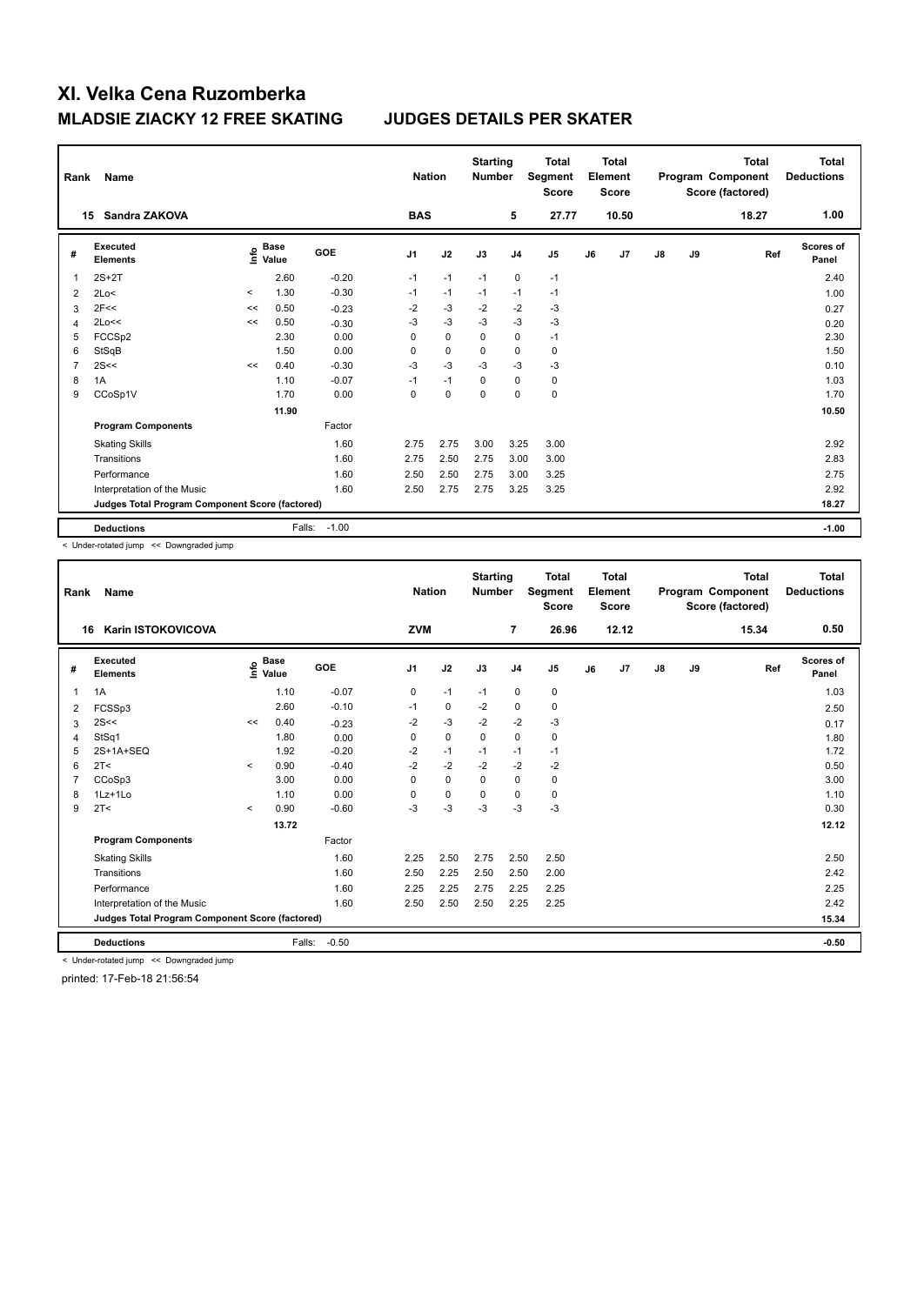# XI. Velka Cena Ruzomberka

## MLADSIE ZIACKY 12 FREE SKATING JUDGES DETAILS PER SKATER

| Rank | Name | Nation | Starting Number | Total Segment Score | Total Element Score | Total Program Component Score (factored) | Total Deductions |
|---|---|---|---|---|---|---|---|
| 15 | Sandra ZAKOVA | BAS | 5 | 27.77 | 10.50 | 18.27 | 1.00 |

| # | Executed Elements | Info | Base Value | GOE | J1 | J2 | J3 | J4 | J5 | J6 | J7 | J8 | J9 | Ref | Scores of Panel |
|---|---|---|---|---|---|---|---|---|---|---|---|---|---|---|---|
| 1 | 2S+2T | | 2.60 | -0.20 | -1 | -1 | -1 | 0 | -1 | | | | | | 2.40 |
| 2 | 2Lo< | < | 1.30 | -0.30 | -1 | -1 | -1 | -1 | -1 | | | | | | 1.00 |
| 3 | 2F<< | << | 0.50 | -0.23 | -2 | -3 | -2 | -2 | -3 | | | | | | 0.27 |
| 4 | 2Lo<< | << | 0.50 | -0.30 | -3 | -3 | -3 | -3 | -3 | | | | | | 0.20 |
| 5 | FCCSp2 | | 2.30 | 0.00 | 0 | 0 | 0 | 0 | -1 | | | | | | 2.30 |
| 6 | StSqB | | 1.50 | 0.00 | 0 | 0 | 0 | 0 | 0 | | | | | | 1.50 |
| 7 | 2S<< | << | 0.40 | -0.30 | -3 | -3 | -3 | -3 | -3 | | | | | | 0.10 |
| 8 | 1A | | 1.10 | -0.07 | -1 | -1 | 0 | 0 | 0 | | | | | | 1.03 |
| 9 | CCoSp1V | | 1.70 | 0.00 | 0 | 0 | 0 | 0 | 0 | | | | | | 1.70 |
| | | | 11.90 | | | | | | | | | | | | 10.50 |
| | **Program Components** | | | Factor | | | | | | | | | | | |
| | Skating Skills | | | 1.60 | 2.75 | 2.75 | 3.00 | 3.25 | 3.00 | | | | | | 2.92 |
| | Transitions | | | 1.60 | 2.75 | 2.50 | 2.75 | 3.00 | 3.00 | | | | | | 2.83 |
| | Performance | | | 1.60 | 2.50 | 2.50 | 2.75 | 3.00 | 3.25 | | | | | | 2.75 |
| | Interpretation of the Music | | | 1.60 | 2.50 | 2.75 | 2.75 | 3.25 | 3.25 | | | | | | 2.92 |
| | **Judges Total Program Component Score (factored)** | | | | | | | | | | | | | | 18.27 |
| | **Deductions** | | Falls: | -1.00 | | | | | | | | | | | -1.00 |

< Under-rotated jump << Downgraded jump

| Rank | Name | Nation | Starting Number | Total Segment Score | Total Element Score | Total Program Component Score (factored) | Total Deductions |
|---|---|---|---|---|---|---|---|
| 16 | Karin ISTOKOVICOVA | ZVM | 7 | 26.96 | 12.12 | 15.34 | 0.50 |

| # | Executed Elements | Info | Base Value | GOE | J1 | J2 | J3 | J4 | J5 | J6 | J7 | J8 | J9 | Ref | Scores of Panel |
|---|---|---|---|---|---|---|---|---|---|---|---|---|---|---|---|
| 1 | 1A | | 1.10 | -0.07 | 0 | -1 | -1 | 0 | 0 | | | | | | 1.03 |
| 2 | FCSSp3 | | 2.60 | -0.10 | -1 | 0 | -2 | 0 | 0 | | | | | | 2.50 |
| 3 | 2S<< | << | 0.40 | -0.23 | -2 | -3 | -2 | -2 | -3 | | | | | | 0.17 |
| 4 | StSq1 | | 1.80 | 0.00 | 0 | 0 | 0 | 0 | 0 | | | | | | 1.80 |
| 5 | 2S+1A+SEQ | | 1.92 | -0.20 | -2 | -1 | -1 | -1 | -1 | | | | | | 1.72 |
| 6 | 2T< | < | 0.90 | -0.40 | -2 | -2 | -2 | -2 | -2 | | | | | | 0.50 |
| 7 | CCoSp3 | | 3.00 | 0.00 | 0 | 0 | 0 | 0 | 0 | | | | | | 3.00 |
| 8 | 1Lz+1Lo | | 1.10 | 0.00 | 0 | 0 | 0 | 0 | 0 | | | | | | 1.10 |
| 9 | 2T< | < | 0.90 | -0.60 | -3 | -3 | -3 | -3 | -3 | | | | | | 0.30 |
| | | | 13.72 | | | | | | | | | | | | 12.12 |
| | **Program Components** | | | Factor | | | | | | | | | | | |
| | Skating Skills | | | 1.60 | 2.25 | 2.50 | 2.75 | 2.50 | 2.50 | | | | | | 2.50 |
| | Transitions | | | 1.60 | 2.50 | 2.25 | 2.50 | 2.50 | 2.00 | | | | | | 2.42 |
| | Performance | | | 1.60 | 2.25 | 2.25 | 2.75 | 2.25 | 2.25 | | | | | | 2.25 |
| | Interpretation of the Music | | | 1.60 | 2.50 | 2.50 | 2.50 | 2.25 | 2.25 | | | | | | 2.42 |
| | **Judges Total Program Component Score (factored)** | | | | | | | | | | | | | | 15.34 |
| | **Deductions** | | Falls: | -0.50 | | | | | | | | | | | -0.50 |

< Under-rotated jump << Downgraded jump

printed: 17-Feb-18 21:56:54